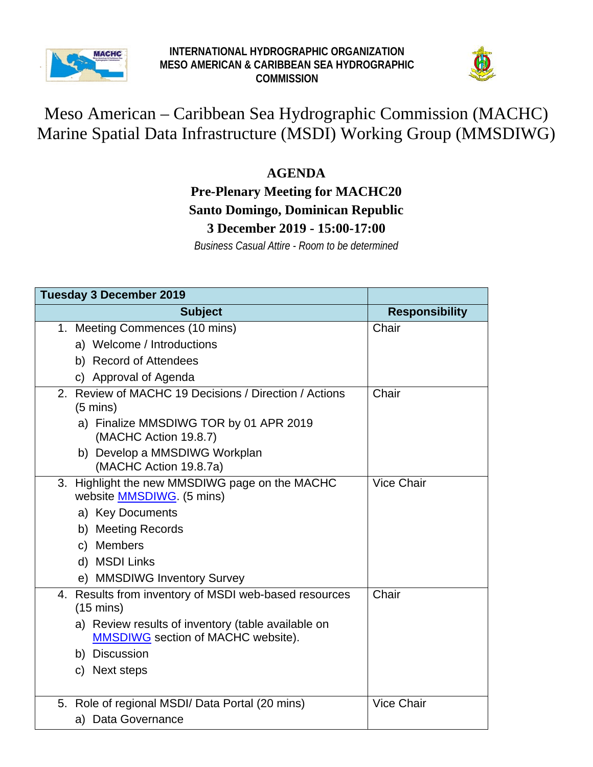**INTERNATIONAL HYDROGRAPHIC ORGANIZATION**
**MESO AMERICAN & CARIBBEAN SEA HYDROGRAPHIC COMMISSION**

# Meso American – Caribbean Sea Hydrographic Commission (MACHC) Marine Spatial Data Infrastructure (MSDI) Working Group (MMSDIWG)

## AGENDA
## Pre-Plenary Meeting for MACHC20
## Santo Domingo, Dominican Republic
## 3 December 2019 - 15:00-17:00

*Business Casual Attire - Room to be determined*

| **Tuesday 3 December 2019** | |
|---|---|
| **Subject** | **Responsibility** |
| 1. Meeting Commences (10 mins)<br>a) Welcome / Introductions<br>b) Record of Attendees<br>c) Approval of Agenda | Chair |
| 2. Review of MACHC 19 Decisions / Direction / Actions (5 mins)<br>a) Finalize MMSDIWG TOR by 01 APR 2019 (MACHC Action 19.8.7)<br>b) Develop a MMSDIWG Workplan (MACHC Action 19.8.7a) | Chair |
| 3. Highlight the new MMSDIWG page on the MACHC website MMSDIWG. (5 mins)<br>a) Key Documents<br>b) Meeting Records<br>c) Members<br>d) MSDI Links<br>e) MMSDIWG Inventory Survey | Vice Chair |
| 4. Results from inventory of MSDI web-based resources (15 mins)<br>a) Review results of inventory (table available on MMSDIWG section of MACHC website).<br>b) Discussion<br>c) Next steps | Chair |
| 5. Role of regional MSDI/ Data Portal (20 mins)<br>a) Data Governance | Vice Chair |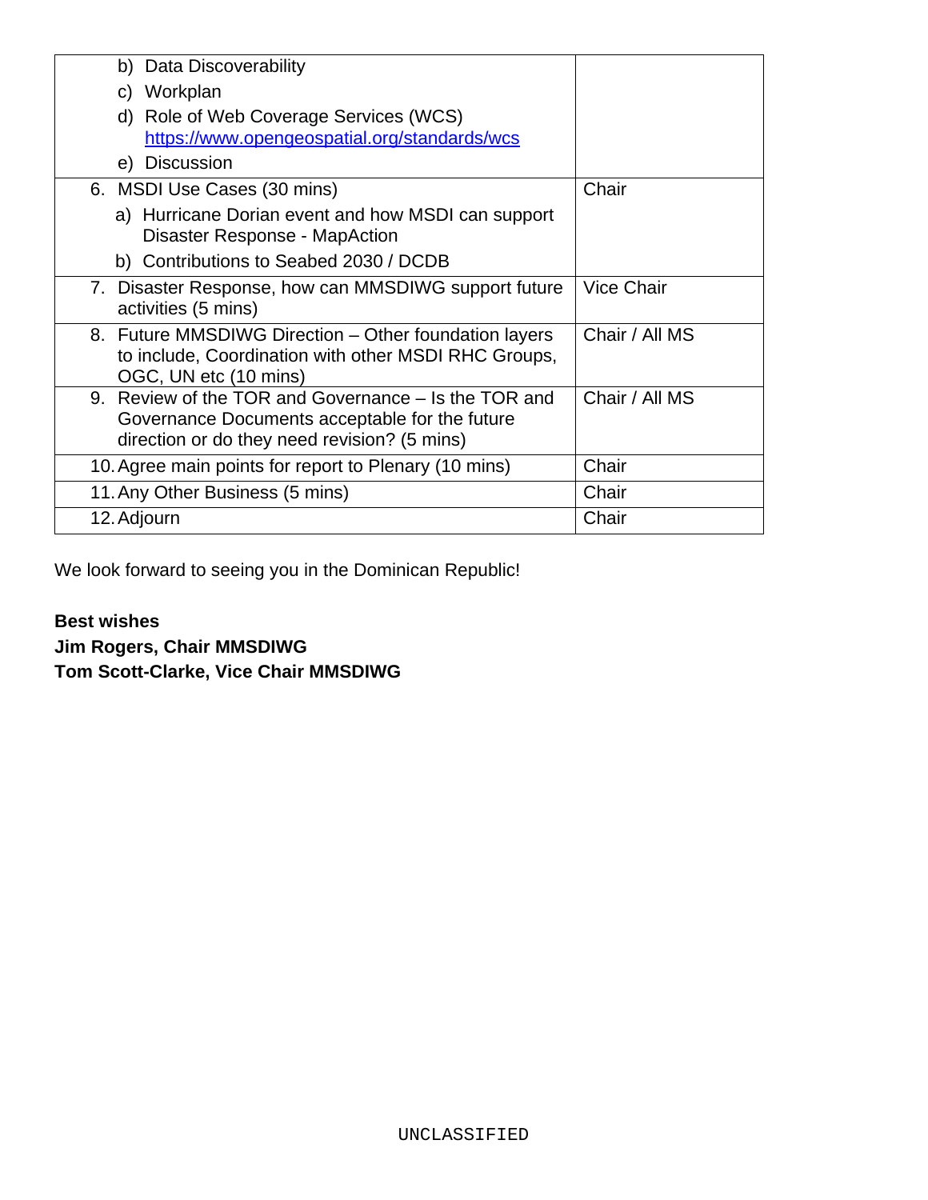| | |
|---|---|
| b) Data Discoverability<br>c) Workplan<br>d) Role of Web Coverage Services (WCS) https://www.opengeospatial.org/standards/wcs<br>e) Discussion | |
| 6. MSDI Use Cases (30 mins)<br>a) Hurricane Dorian event and how MSDI can support Disaster Response - MapAction<br>b) Contributions to Seabed 2030 / DCDB | Chair |
| 7. Disaster Response, how can MMSDIWG support future activities (5 mins) | Vice Chair |
| 8. Future MMSDIWG Direction – Other foundation layers to include, Coordination with other MSDI RHC Groups, OGC, UN etc (10 mins) | Chair / All MS |
| 9. Review of the TOR and Governance – Is the TOR and Governance Documents acceptable for the future direction or do they need revision? (5 mins) | Chair / All MS |
| 10. Agree main points for report to Plenary (10 mins) | Chair |
| 11. Any Other Business (5 mins) | Chair |
| 12. Adjourn | Chair |

We look forward to seeing you in the Dominican Republic!

**Best wishes**
**Jim Rogers, Chair MMSDIWG**
**Tom Scott-Clarke, Vice Chair MMSDIWG**

UNCLASSIFIED